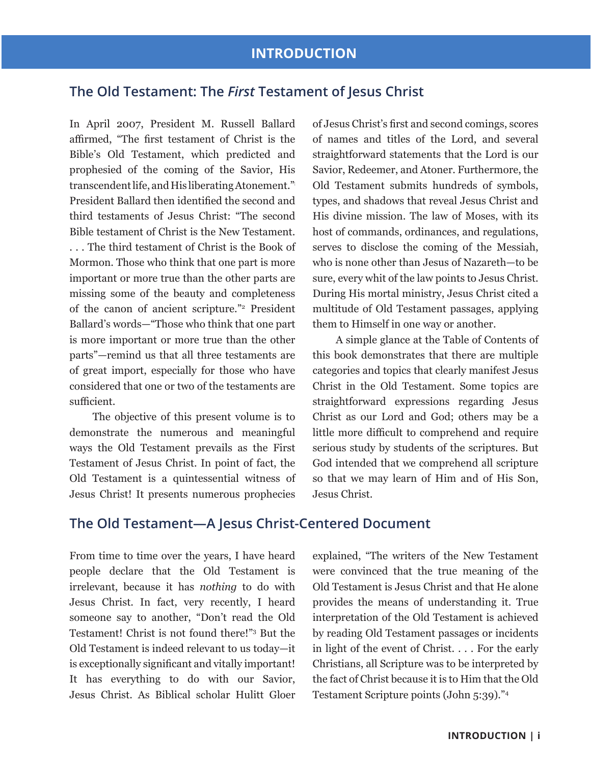# INTRODUCTION

## The Old Testament: The *First* Testament of Jesus Christ

In April 2007, President M. Russell Ballard affirmed, "The first testament of Christ is the Bible's Old Testament, which predicted and prophesied of the coming of the Savior, His transcendent life, and His liberating Atonement."[1] President Ballard then identified the second and third testaments of Jesus Christ: "The second Bible testament of Christ is the New Testament. . . . The third testament of Christ is the Book of Mormon. Those who think that one part is more important or more true than the other parts are missing some of the beauty and completeness of the canon of ancient scripture."[2] President Ballard's words—"Those who think that one part is more important or more true than the other parts"—remind us that all three testaments are of great import, especially for those who have considered that one or two of the testaments are sufficient.

The objective of this present volume is to demonstrate the numerous and meaningful ways the Old Testament prevails as the First Testament of Jesus Christ. In point of fact, the Old Testament is a quintessential witness of Jesus Christ! It presents numerous prophecies of Jesus Christ's first and second comings, scores of names and titles of the Lord, and several straightforward statements that the Lord is our Savior, Redeemer, and Atoner. Furthermore, the Old Testament submits hundreds of symbols, types, and shadows that reveal Jesus Christ and His divine mission. The law of Moses, with its host of commands, ordinances, and regulations, serves to disclose the coming of the Messiah, who is none other than Jesus of Nazareth—to be sure, every whit of the law points to Jesus Christ. During His mortal ministry, Jesus Christ cited a multitude of Old Testament passages, applying them to Himself in one way or another.

A simple glance at the Table of Contents of this book demonstrates that there are multiple categories and topics that clearly manifest Jesus Christ in the Old Testament. Some topics are straightforward expressions regarding Jesus Christ as our Lord and God; others may be a little more difficult to comprehend and require serious study by students of the scriptures. But God intended that we comprehend all scripture so that we may learn of Him and of His Son, Jesus Christ.

## The Old Testament—A Jesus Christ-Centered Document

From time to time over the years, I have heard people declare that the Old Testament is irrelevant, because it has *nothing* to do with Jesus Christ. In fact, very recently, I heard someone say to another, "Don't read the Old Testament! Christ is not found there!"[3] But the Old Testament is indeed relevant to us today—it is exceptionally significant and vitally important! It has everything to do with our Savior, Jesus Christ. As Biblical scholar Hulitt Gloer explained, "The writers of the New Testament were convinced that the true meaning of the Old Testament is Jesus Christ and that He alone provides the means of understanding it. True interpretation of the Old Testament is achieved by reading Old Testament passages or incidents in light of the event of Christ. . . . For the early Christians, all Scripture was to be interpreted by the fact of Christ because it is to Him that the Old Testament Scripture points (John 5:39)."[4]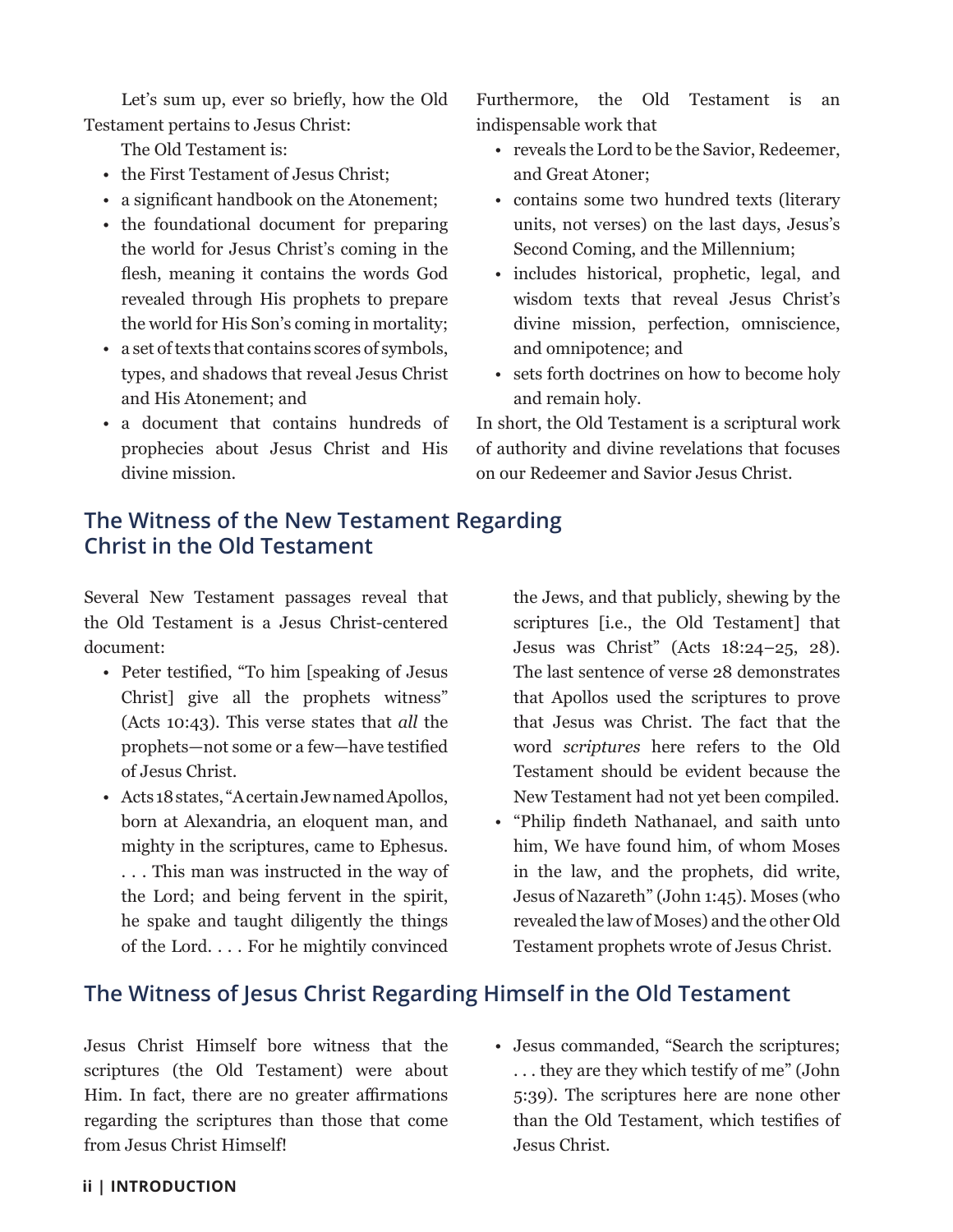Let's sum up, ever so briefly, how the Old Testament pertains to Jesus Christ:

The Old Testament is:

- the First Testament of Jesus Christ;
- a significant handbook on the Atonement;
- the foundational document for preparing the world for Jesus Christ's coming in the flesh, meaning it contains the words God revealed through His prophets to prepare the world for His Son's coming in mortality;
- a set of texts that contains scores of symbols, types, and shadows that reveal Jesus Christ and His Atonement; and
- a document that contains hundreds of prophecies about Jesus Christ and His divine mission.

Furthermore, the Old Testament is an indispensable work that

- reveals the Lord to be the Savior, Redeemer, and Great Atoner;
- contains some two hundred texts (literary units, not verses) on the last days, Jesus's Second Coming, and the Millennium;
- includes historical, prophetic, legal, and wisdom texts that reveal Jesus Christ's divine mission, perfection, omniscience, and omnipotence; and
- sets forth doctrines on how to become holy and remain holy.

In short, the Old Testament is a scriptural work of authority and divine revelations that focuses on our Redeemer and Savior Jesus Christ.

## The Witness of the New Testament Regarding Christ in the Old Testament

Several New Testament passages reveal that the Old Testament is a Jesus Christ-centered document:

- Peter testified, "To him [speaking of Jesus Christ] give all the prophets witness" (Acts 10:43). This verse states that *all* the prophets—not some or a few—have testified of Jesus Christ.
- Acts 18 states, "A certain Jew named Apollos, born at Alexandria, an eloquent man, and mighty in the scriptures, came to Ephesus. . . . This man was instructed in the way of the Lord; and being fervent in the spirit, he spake and taught diligently the things of the Lord. . . . For he mightily convinced the Jews, and that publicly, shewing by the scriptures [i.e., the Old Testament] that Jesus was Christ" (Acts 18:24–25, 28). The last sentence of verse 28 demonstrates that Apollos used the scriptures to prove that Jesus was Christ. The fact that the word *scriptures* here refers to the Old Testament should be evident because the New Testament had not yet been compiled.
- "Philip findeth Nathanael, and saith unto him, We have found him, of whom Moses in the law, and the prophets, did write, Jesus of Nazareth" (John 1:45). Moses (who revealed the law of Moses) and the other Old Testament prophets wrote of Jesus Christ.

## The Witness of Jesus Christ Regarding Himself in the Old Testament

Jesus Christ Himself bore witness that the scriptures (the Old Testament) were about Him. In fact, there are no greater affirmations regarding the scriptures than those that come from Jesus Christ Himself!

- Jesus commanded, "Search the scriptures; . . . they are they which testify of me" (John 5:39). The scriptures here are none other than the Old Testament, which testifies of Jesus Christ.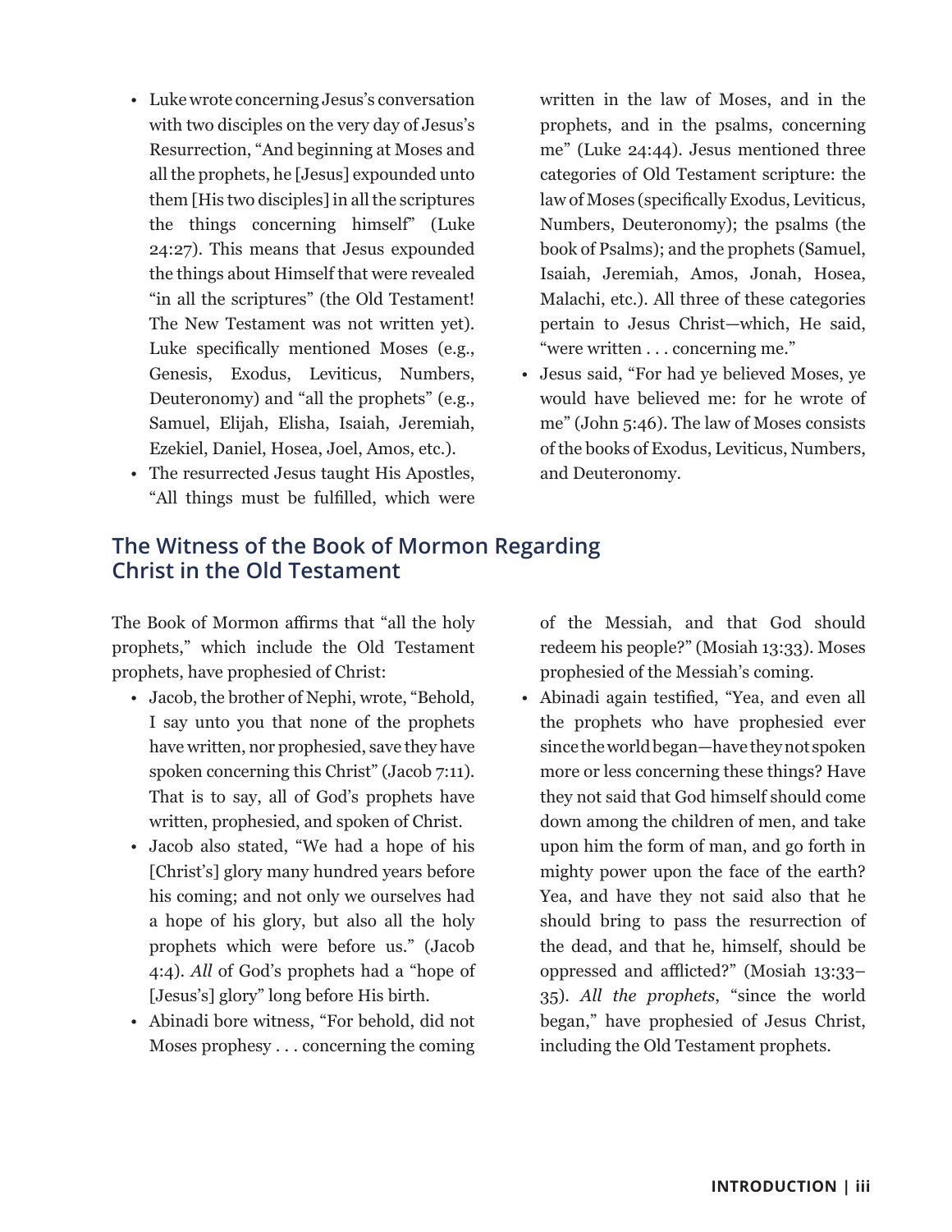- Luke wrote concerning Jesus's conversation with two disciples on the very day of Jesus's Resurrection, "And beginning at Moses and all the prophets, he [Jesus] expounded unto them [His two disciples] in all the scriptures the things concerning himself" (Luke 24:27). This means that Jesus expounded the things about Himself that were revealed "in all the scriptures" (the Old Testament! The New Testament was not written yet). Luke specifically mentioned Moses (e.g., Genesis, Exodus, Leviticus, Numbers, Deuteronomy) and "all the prophets" (e.g., Samuel, Elijah, Elisha, Isaiah, Jeremiah, Ezekiel, Daniel, Hosea, Joel, Amos, etc.).
- The resurrected Jesus taught His Apostles, "All things must be fulfilled, which were written in the law of Moses, and in the prophets, and in the psalms, concerning me" (Luke 24:44). Jesus mentioned three categories of Old Testament scripture: the law of Moses (specifically Exodus, Leviticus, Numbers, Deuteronomy); the psalms (the book of Psalms); and the prophets (Samuel, Isaiah, Jeremiah, Amos, Jonah, Hosea, Malachi, etc.). All three of these categories pertain to Jesus Christ—which, He said, "were written . . . concerning me."
- Jesus said, "For had ye believed Moses, ye would have believed me: for he wrote of me" (John 5:46). The law of Moses consists of the books of Exodus, Leviticus, Numbers, and Deuteronomy.

## The Witness of the Book of Mormon Regarding Christ in the Old Testament

The Book of Mormon affirms that "all the holy prophets," which include the Old Testament prophets, have prophesied of Christ:

- Jacob, the brother of Nephi, wrote, "Behold, I say unto you that none of the prophets have written, nor prophesied, save they have spoken concerning this Christ" (Jacob 7:11). That is to say, all of God's prophets have written, prophesied, and spoken of Christ.
- Jacob also stated, "We had a hope of his [Christ's] glory many hundred years before his coming; and not only we ourselves had a hope of his glory, but also all the holy prophets which were before us." (Jacob 4:4). *All* of God's prophets had a "hope of [Jesus's] glory" long before His birth.
- Abinadi bore witness, "For behold, did not Moses prophesy . . . concerning the coming of the Messiah, and that God should redeem his people?" (Mosiah 13:33). Moses prophesied of the Messiah's coming.
- Abinadi again testified, "Yea, and even all the prophets who have prophesied ever since the world began—have they not spoken more or less concerning these things? Have they not said that God himself should come down among the children of men, and take upon him the form of man, and go forth in mighty power upon the face of the earth? Yea, and have they not said also that he should bring to pass the resurrection of the dead, and that he, himself, should be oppressed and afflicted?" (Mosiah 13:33–35). *All the prophets*, "since the world began," have prophesied of Jesus Christ, including the Old Testament prophets.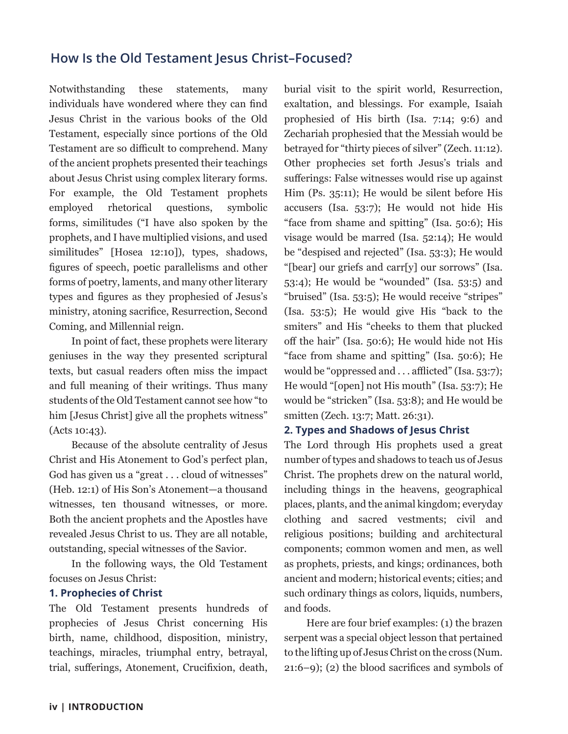## How Is the Old Testament Jesus Christ–Focused?

Notwithstanding these statements, many individuals have wondered where they can find Jesus Christ in the various books of the Old Testament, especially since portions of the Old Testament are so difficult to comprehend. Many of the ancient prophets presented their teachings about Jesus Christ using complex literary forms. For example, the Old Testament prophets employed rhetorical questions, symbolic forms, similitudes ("I have also spoken by the prophets, and I have multiplied visions, and used similitudes" [Hosea 12:10]), types, shadows, figures of speech, poetic parallelisms and other forms of poetry, laments, and many other literary types and figures as they prophesied of Jesus's ministry, atoning sacrifice, Resurrection, Second Coming, and Millennial reign.

In point of fact, these prophets were literary geniuses in the way they presented scriptural texts, but casual readers often miss the impact and full meaning of their writings. Thus many students of the Old Testament cannot see how "to him [Jesus Christ] give all the prophets witness" (Acts 10:43).

Because of the absolute centrality of Jesus Christ and His Atonement to God's perfect plan, God has given us a "great . . . cloud of witnesses" (Heb. 12:1) of His Son's Atonement—a thousand witnesses, ten thousand witnesses, or more. Both the ancient prophets and the Apostles have revealed Jesus Christ to us. They are all notable, outstanding, special witnesses of the Savior.

In the following ways, the Old Testament focuses on Jesus Christ:

### 1. Prophecies of Christ

The Old Testament presents hundreds of prophecies of Jesus Christ concerning His birth, name, childhood, disposition, ministry, teachings, miracles, triumphal entry, betrayal, trial, sufferings, Atonement, Crucifixion, death, burial visit to the spirit world, Resurrection, exaltation, and blessings. For example, Isaiah prophesied of His birth (Isa. 7:14; 9:6) and Zechariah prophesied that the Messiah would be betrayed for "thirty pieces of silver" (Zech. 11:12). Other prophecies set forth Jesus's trials and sufferings: False witnesses would rise up against Him (Ps. 35:11); He would be silent before His accusers (Isa. 53:7); He would not hide His "face from shame and spitting" (Isa. 50:6); His visage would be marred (Isa. 52:14); He would be "despised and rejected" (Isa. 53:3); He would "[bear] our griefs and carr[y] our sorrows" (Isa. 53:4); He would be "wounded" (Isa. 53:5) and "bruised" (Isa. 53:5); He would receive "stripes" (Isa. 53:5); He would give His "back to the smiters" and His "cheeks to them that plucked off the hair" (Isa. 50:6); He would hide not His "face from shame and spitting" (Isa. 50:6); He would be "oppressed and . . . afflicted" (Isa. 53:7); He would "[open] not His mouth" (Isa. 53:7); He would be "stricken" (Isa. 53:8); and He would be smitten (Zech. 13:7; Matt. 26:31).

### 2. Types and Shadows of Jesus Christ

The Lord through His prophets used a great number of types and shadows to teach us of Jesus Christ. The prophets drew on the natural world, including things in the heavens, geographical places, plants, and the animal kingdom; everyday clothing and sacred vestments; civil and religious positions; building and architectural components; common women and men, as well as prophets, priests, and kings; ordinances, both ancient and modern; historical events; cities; and such ordinary things as colors, liquids, numbers, and foods.

Here are four brief examples: (1) the brazen serpent was a special object lesson that pertained to the lifting up of Jesus Christ on the cross (Num. 21:6–9); (2) the blood sacrifices and symbols of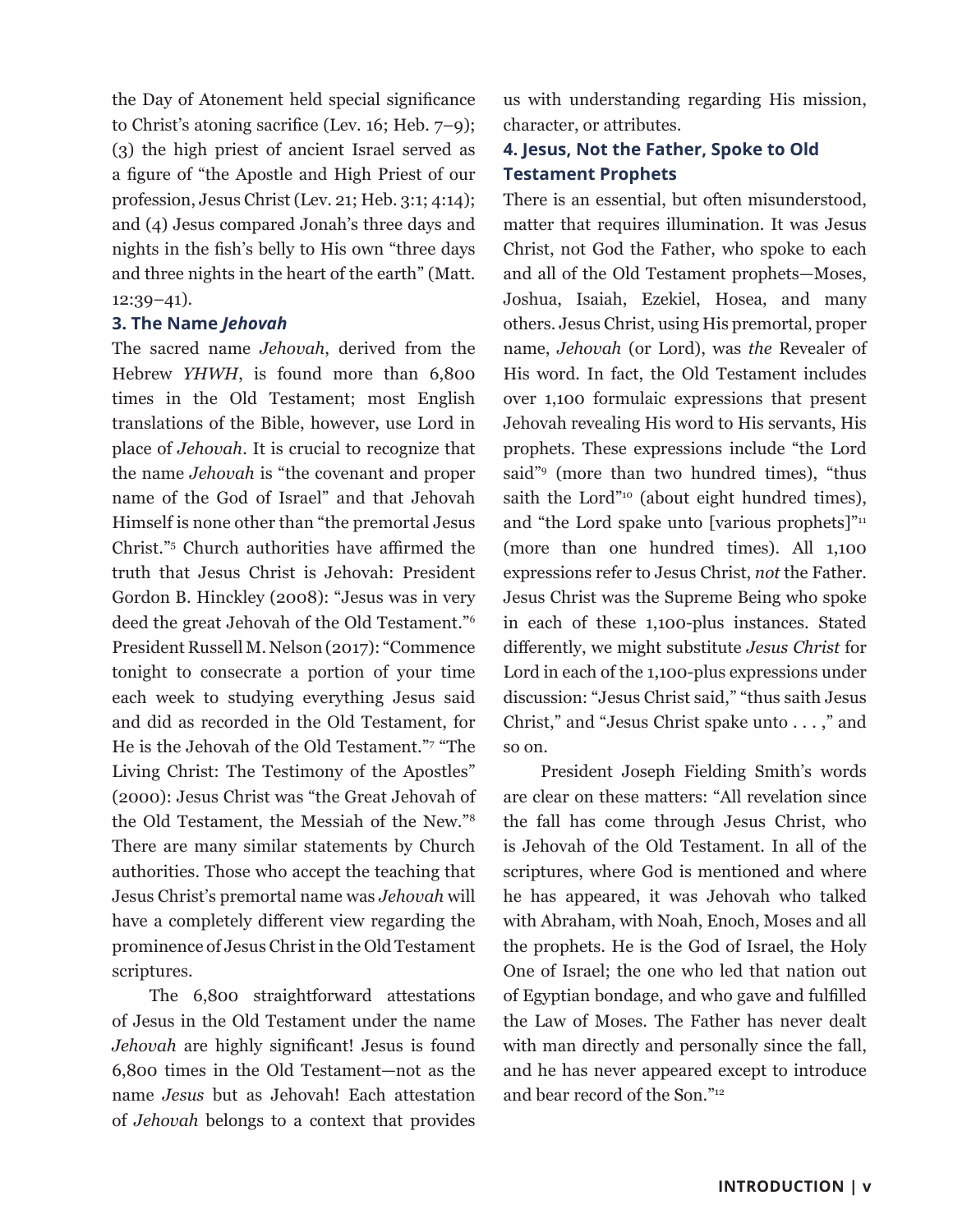the Day of Atonement held special significance to Christ's atoning sacrifice (Lev. 16; Heb. 7–9); (3) the high priest of ancient Israel served as a figure of "the Apostle and High Priest of our profession, Jesus Christ (Lev. 21; Heb. 3:1; 4:14); and (4) Jesus compared Jonah's three days and nights in the fish's belly to His own "three days and three nights in the heart of the earth" (Matt. 12:39–41).

### 3. The Name *Jehovah*

The sacred name *Jehovah*, derived from the Hebrew *YHWH*, is found more than 6,800 times in the Old Testament; most English translations of the Bible, however, use Lord in place of *Jehovah*. It is crucial to recognize that the name *Jehovah* is "the covenant and proper name of the God of Israel" and that Jehovah Himself is none other than "the premortal Jesus Christ."[5] Church authorities have affirmed the truth that Jesus Christ is Jehovah: President Gordon B. Hinckley (2008): "Jesus was in very deed the great Jehovah of the Old Testament."[6] President Russell M. Nelson (2017): "Commence tonight to consecrate a portion of your time each week to studying everything Jesus said and did as recorded in the Old Testament, for He is the Jehovah of the Old Testament."[7] "The Living Christ: The Testimony of the Apostles" (2000): Jesus Christ was "the Great Jehovah of the Old Testament, the Messiah of the New."[8] There are many similar statements by Church authorities. Those who accept the teaching that Jesus Christ's premortal name was *Jehovah* will have a completely different view regarding the prominence of Jesus Christ in the Old Testament scriptures.

The 6,800 straightforward attestations of Jesus in the Old Testament under the name *Jehovah* are highly significant! Jesus is found 6,800 times in the Old Testament—not as the name *Jesus* but as Jehovah! Each attestation of *Jehovah* belongs to a context that provides us with understanding regarding His mission, character, or attributes.

### 4. Jesus, Not the Father, Spoke to Old Testament Prophets

There is an essential, but often misunderstood, matter that requires illumination. It was Jesus Christ, not God the Father, who spoke to each and all of the Old Testament prophets—Moses, Joshua, Isaiah, Ezekiel, Hosea, and many others. Jesus Christ, using His premortal, proper name, *Jehovah* (or Lord), was *the* Revealer of His word. In fact, the Old Testament includes over 1,100 formulaic expressions that present Jehovah revealing His word to His servants, His prophets. These expressions include "the Lord said"[9] (more than two hundred times), "thus saith the Lord"[10] (about eight hundred times), and "the Lord spake unto [various prophets]"[11] (more than one hundred times). All 1,100 expressions refer to Jesus Christ, *not* the Father. Jesus Christ was the Supreme Being who spoke in each of these 1,100-plus instances. Stated differently, we might substitute *Jesus Christ* for Lord in each of the 1,100-plus expressions under discussion: "Jesus Christ said," "thus saith Jesus Christ," and "Jesus Christ spake unto . . . ," and so on.

President Joseph Fielding Smith's words are clear on these matters: "All revelation since the fall has come through Jesus Christ, who is Jehovah of the Old Testament. In all of the scriptures, where God is mentioned and where he has appeared, it was Jehovah who talked with Abraham, with Noah, Enoch, Moses and all the prophets. He is the God of Israel, the Holy One of Israel; the one who led that nation out of Egyptian bondage, and who gave and fulfilled the Law of Moses. The Father has never dealt with man directly and personally since the fall, and he has never appeared except to introduce and bear record of the Son."[12]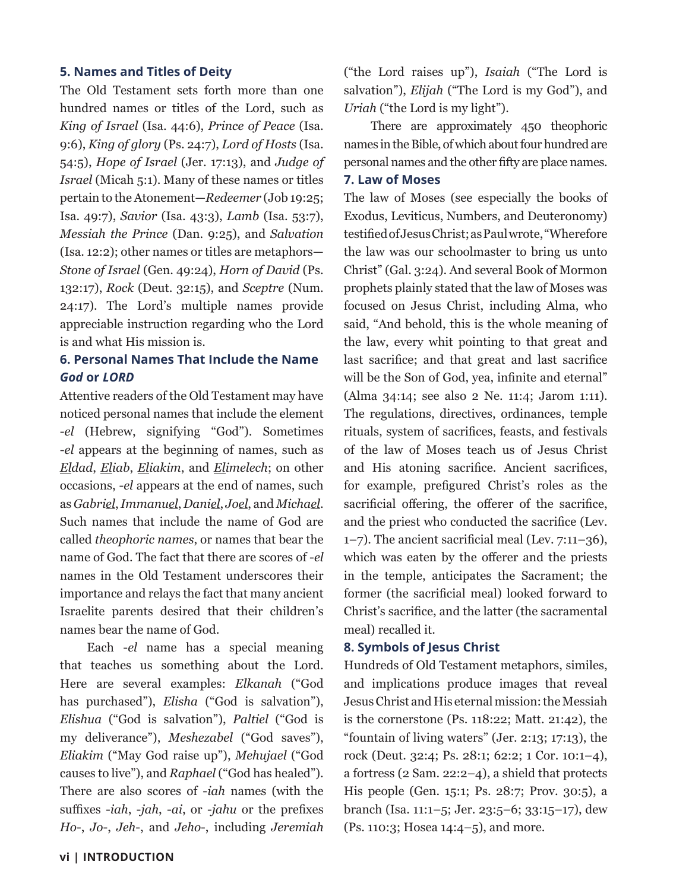### 5. Names and Titles of Deity

The Old Testament sets forth more than one hundred names or titles of the Lord, such as *King of Israel* (Isa. 44:6), *Prince of Peace* (Isa. 9:6), *King of glory* (Ps. 24:7), *Lord of Hosts* (Isa. 54:5), *Hope of Israel* (Jer. 17:13), and *Judge of Israel* (Micah 5:1). Many of these names or titles pertain to the Atonement—*Redeemer* (Job 19:25; Isa. 49:7), *Savior* (Isa. 43:3), *Lamb* (Isa. 53:7), *Messiah the Prince* (Dan. 9:25), and *Salvation* (Isa. 12:2); other names or titles are metaphors—*Stone of Israel* (Gen. 49:24), *Horn of David* (Ps. 132:17), *Rock* (Deut. 32:15), and *Sceptre* (Num. 24:17). The Lord's multiple names provide appreciable instruction regarding who the Lord is and what His mission is.

### 6. Personal Names That Include the Name *God* or *LORD*

Attentive readers of the Old Testament may have noticed personal names that include the element -*el* (Hebrew, signifying "God"). Sometimes -*el* appears at the beginning of names, such as *<u>El</u>dad*, *<u>El</u>iab*, *<u>El</u>iakim*, and *<u>El</u>imelech*; on other occasions, -*el* appears at the end of names, such as *Gabri<u>el</u>*, *Immanu<u>el</u>*, *Dani<u>el</u>*, *Jo<u>el</u>*, and *Micha<u>el</u>*. Such names that include the name of God are called *theophoric names*, or names that bear the name of God. The fact that there are scores of -*el* names in the Old Testament underscores their importance and relays the fact that many ancient Israelite parents desired that their children's names bear the name of God.

Each -*el* name has a special meaning that teaches us something about the Lord. Here are several examples: *Elkanah* ("God has purchased"), *Elisha* ("God is salvation"), *Elishua* ("God is salvation"), *Paltiel* ("God is my deliverance"), *Meshezabel* ("God saves"), *Eliakim* ("May God raise up"), *Mehujael* ("God causes to live"), and *Raphael* ("God has healed"). There are also scores of -*iah* names (with the suffixes -*iah*, -*jah*, -*ai*, or -*jahu* or the prefixes *Ho*-, *Jo*-, *Jeh*-, and *Jeho*-, including *Jeremiah* ("the Lord raises up"), *Isaiah* ("The Lord is salvation"), *Elijah* ("The Lord is my God"), and *Uriah* ("the Lord is my light").

There are approximately 450 theophoric names in the Bible, of which about four hundred are personal names and the other fifty are place names.

### 7. Law of Moses

The law of Moses (see especially the books of Exodus, Leviticus, Numbers, and Deuteronomy) testified of Jesus Christ; as Paul wrote, "Wherefore the law was our schoolmaster to bring us unto Christ" (Gal. 3:24). And several Book of Mormon prophets plainly stated that the law of Moses was focused on Jesus Christ, including Alma, who said, "And behold, this is the whole meaning of the law, every whit pointing to that great and last sacrifice; and that great and last sacrifice will be the Son of God, yea, infinite and eternal" (Alma 34:14; see also 2 Ne. 11:4; Jarom 1:11). The regulations, directives, ordinances, temple rituals, system of sacrifices, feasts, and festivals of the law of Moses teach us of Jesus Christ and His atoning sacrifice. Ancient sacrifices, for example, prefigured Christ's roles as the sacrificial offering, the offerer of the sacrifice, and the priest who conducted the sacrifice (Lev. 1–7). The ancient sacrificial meal (Lev. 7:11–36), which was eaten by the offerer and the priests in the temple, anticipates the Sacrament; the former (the sacrificial meal) looked forward to Christ's sacrifice, and the latter (the sacramental meal) recalled it.

### 8. Symbols of Jesus Christ

Hundreds of Old Testament metaphors, similes, and implications produce images that reveal Jesus Christ and His eternal mission: the Messiah is the cornerstone (Ps. 118:22; Matt. 21:42), the "fountain of living waters" (Jer. 2:13; 17:13), the rock (Deut. 32:4; Ps. 28:1; 62:2; 1 Cor. 10:1–4), a fortress (2 Sam. 22:2–4), a shield that protects His people (Gen. 15:1; Ps. 28:7; Prov. 30:5), a branch (Isa. 11:1–5; Jer. 23:5–6; 33:15–17), dew (Ps. 110:3; Hosea 14:4–5), and more.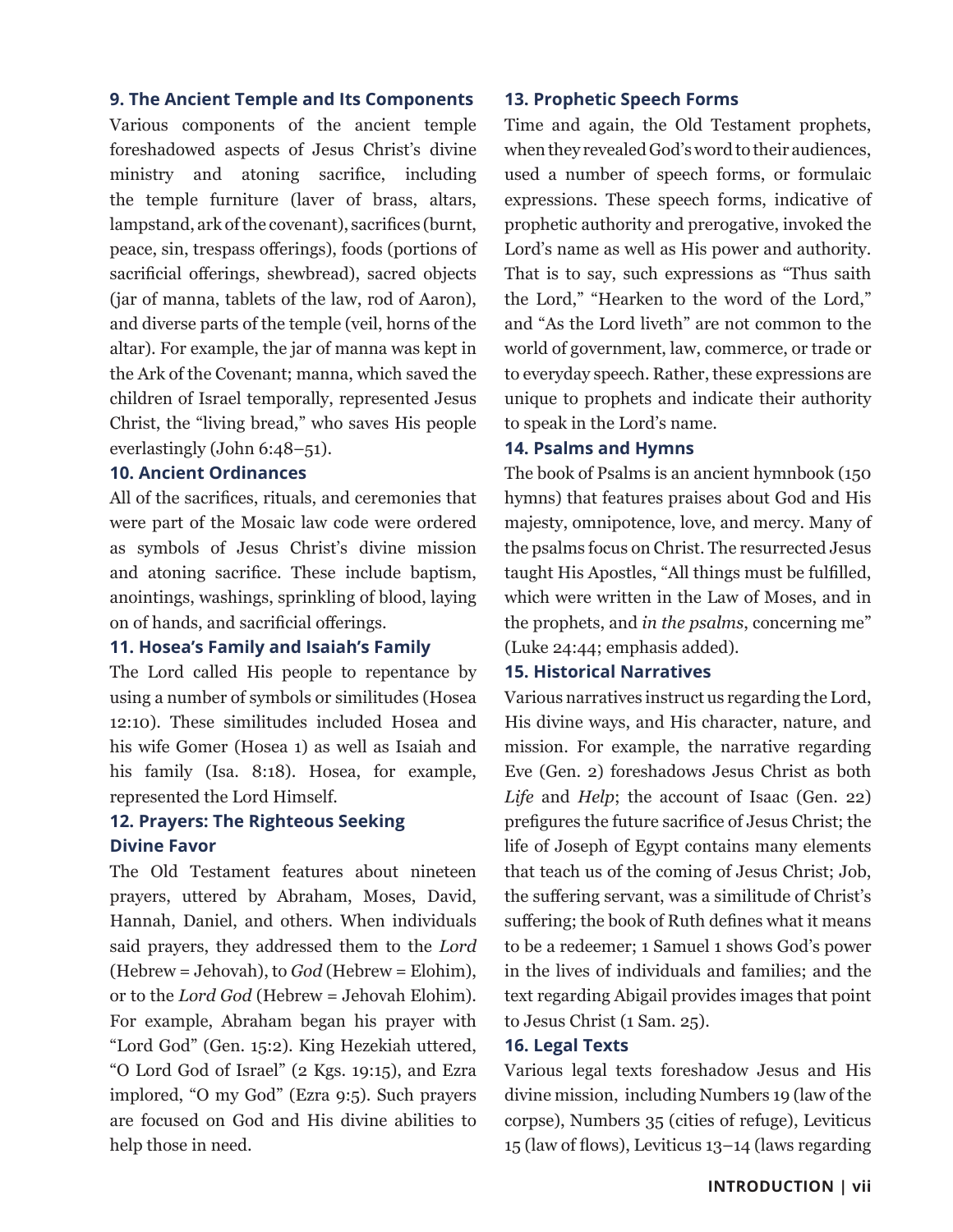### 9. The Ancient Temple and Its Components

Various components of the ancient temple foreshadowed aspects of Jesus Christ's divine ministry and atoning sacrifice, including the temple furniture (laver of brass, altars, lampstand, ark of the covenant), sacrifices (burnt, peace, sin, trespass offerings), foods (portions of sacrificial offerings, shewbread), sacred objects (jar of manna, tablets of the law, rod of Aaron), and diverse parts of the temple (veil, horns of the altar). For example, the jar of manna was kept in the Ark of the Covenant; manna, which saved the children of Israel temporally, represented Jesus Christ, the "living bread," who saves His people everlastingly (John 6:48–51).

### 10. Ancient Ordinances

All of the sacrifices, rituals, and ceremonies that were part of the Mosaic law code were ordered as symbols of Jesus Christ's divine mission and atoning sacrifice. These include baptism, anointings, washings, sprinkling of blood, laying on of hands, and sacrificial offerings.

### 11. Hosea's Family and Isaiah's Family

The Lord called His people to repentance by using a number of symbols or similitudes (Hosea 12:10). These similitudes included Hosea and his wife Gomer (Hosea 1) as well as Isaiah and his family (Isa. 8:18). Hosea, for example, represented the Lord Himself.

### 12. Prayers: The Righteous Seeking Divine Favor

The Old Testament features about nineteen prayers, uttered by Abraham, Moses, David, Hannah, Daniel, and others. When individuals said prayers, they addressed them to the *Lord* (Hebrew = Jehovah), to *God* (Hebrew = Elohim), or to the *Lord God* (Hebrew = Jehovah Elohim). For example, Abraham began his prayer with "Lord God" (Gen. 15:2). King Hezekiah uttered, "O Lord God of Israel" (2 Kgs. 19:15), and Ezra implored, "O my God" (Ezra 9:5). Such prayers are focused on God and His divine abilities to help those in need.

### 13. Prophetic Speech Forms

Time and again, the Old Testament prophets, when they revealed God's word to their audiences, used a number of speech forms, or formulaic expressions. These speech forms, indicative of prophetic authority and prerogative, invoked the Lord's name as well as His power and authority. That is to say, such expressions as "Thus saith the Lord," "Hearken to the word of the Lord," and "As the Lord liveth" are not common to the world of government, law, commerce, or trade or to everyday speech. Rather, these expressions are unique to prophets and indicate their authority to speak in the Lord's name.

### 14. Psalms and Hymns

The book of Psalms is an ancient hymnbook (150 hymns) that features praises about God and His majesty, omnipotence, love, and mercy. Many of the psalms focus on Christ. The resurrected Jesus taught His Apostles, "All things must be fulfilled, which were written in the Law of Moses, and in the prophets, and *in the psalms*, concerning me" (Luke 24:44; emphasis added).

### 15. Historical Narratives

Various narratives instruct us regarding the Lord, His divine ways, and His character, nature, and mission. For example, the narrative regarding Eve (Gen. 2) foreshadows Jesus Christ as both *Life* and *Help*; the account of Isaac (Gen. 22) prefigures the future sacrifice of Jesus Christ; the life of Joseph of Egypt contains many elements that teach us of the coming of Jesus Christ; Job, the suffering servant, was a similitude of Christ's suffering; the book of Ruth defines what it means to be a redeemer; 1 Samuel 1 shows God's power in the lives of individuals and families; and the text regarding Abigail provides images that point to Jesus Christ (1 Sam. 25).

### 16. Legal Texts

Various legal texts foreshadow Jesus and His divine mission, including Numbers 19 (law of the corpse), Numbers 35 (cities of refuge), Leviticus 15 (law of flows), Leviticus 13–14 (laws regarding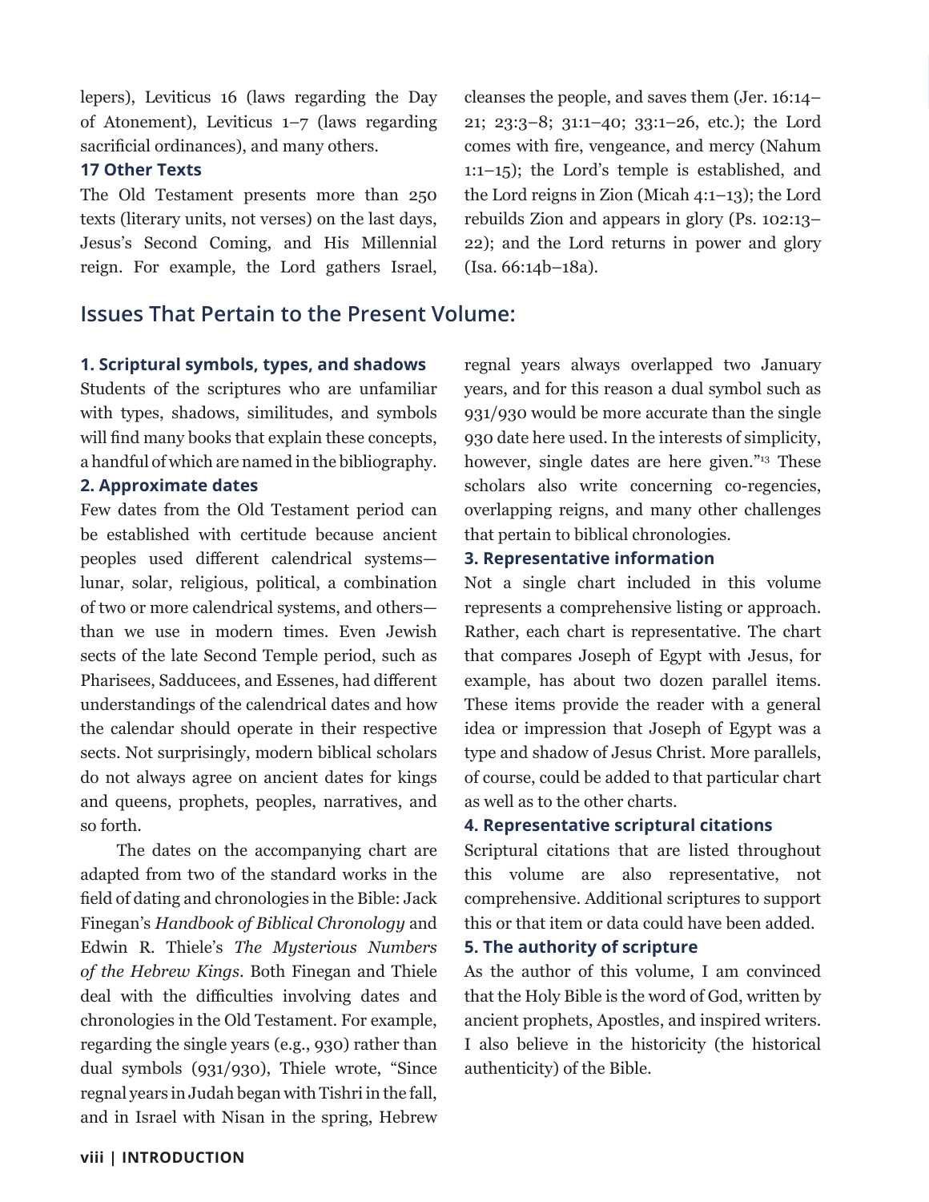lepers), Leviticus 16 (laws regarding the Day of Atonement), Leviticus 1–7 (laws regarding sacrificial ordinances), and many others.

### 17 Other Texts

The Old Testament presents more than 250 texts (literary units, not verses) on the last days, Jesus's Second Coming, and His Millennial reign. For example, the Lord gathers Israel, cleanses the people, and saves them (Jer. 16:14–21; 23:3–8; 31:1–40; 33:1–26, etc.); the Lord comes with fire, vengeance, and mercy (Nahum 1:1–15); the Lord's temple is established, and the Lord reigns in Zion (Micah 4:1–13); the Lord rebuilds Zion and appears in glory (Ps. 102:13–22); and the Lord returns in power and glory (Isa. 66:14b–18a).

## Issues That Pertain to the Present Volume:

### 1. Scriptural symbols, types, and shadows

Students of the scriptures who are unfamiliar with types, shadows, similitudes, and symbols will find many books that explain these concepts, a handful of which are named in the bibliography.

### 2. Approximate dates

Few dates from the Old Testament period can be established with certitude because ancient peoples used different calendrical systems—lunar, solar, religious, political, a combination of two or more calendrical systems, and others—than we use in modern times. Even Jewish sects of the late Second Temple period, such as Pharisees, Sadducees, and Essenes, had different understandings of the calendrical dates and how the calendar should operate in their respective sects. Not surprisingly, modern biblical scholars do not always agree on ancient dates for kings and queens, prophets, peoples, narratives, and so forth.

The dates on the accompanying chart are adapted from two of the standard works in the field of dating and chronologies in the Bible: Jack Finegan's *Handbook of Biblical Chronology* and Edwin R. Thiele's *The Mysterious Numbers of the Hebrew Kings*. Both Finegan and Thiele deal with the difficulties involving dates and chronologies in the Old Testament. For example, regarding the single years (e.g., 930) rather than dual symbols (931/930), Thiele wrote, "Since regnal years in Judah began with Tishri in the fall, and in Israel with Nisan in the spring, Hebrew regnal years always overlapped two January years, and for this reason a dual symbol such as 931/930 would be more accurate than the single 930 date here used. In the interests of simplicity, however, single dates are here given."[13] These scholars also write concerning co-regencies, overlapping reigns, and many other challenges that pertain to biblical chronologies.

### 3. Representative information

Not a single chart included in this volume represents a comprehensive listing or approach. Rather, each chart is representative. The chart that compares Joseph of Egypt with Jesus, for example, has about two dozen parallel items. These items provide the reader with a general idea or impression that Joseph of Egypt was a type and shadow of Jesus Christ. More parallels, of course, could be added to that particular chart as well as to the other charts.

### 4. Representative scriptural citations

Scriptural citations that are listed throughout this volume are also representative, not comprehensive. Additional scriptures to support this or that item or data could have been added.

### 5. The authority of scripture

As the author of this volume, I am convinced that the Holy Bible is the word of God, written by ancient prophets, Apostles, and inspired writers. I also believe in the historicity (the historical authenticity) of the Bible.